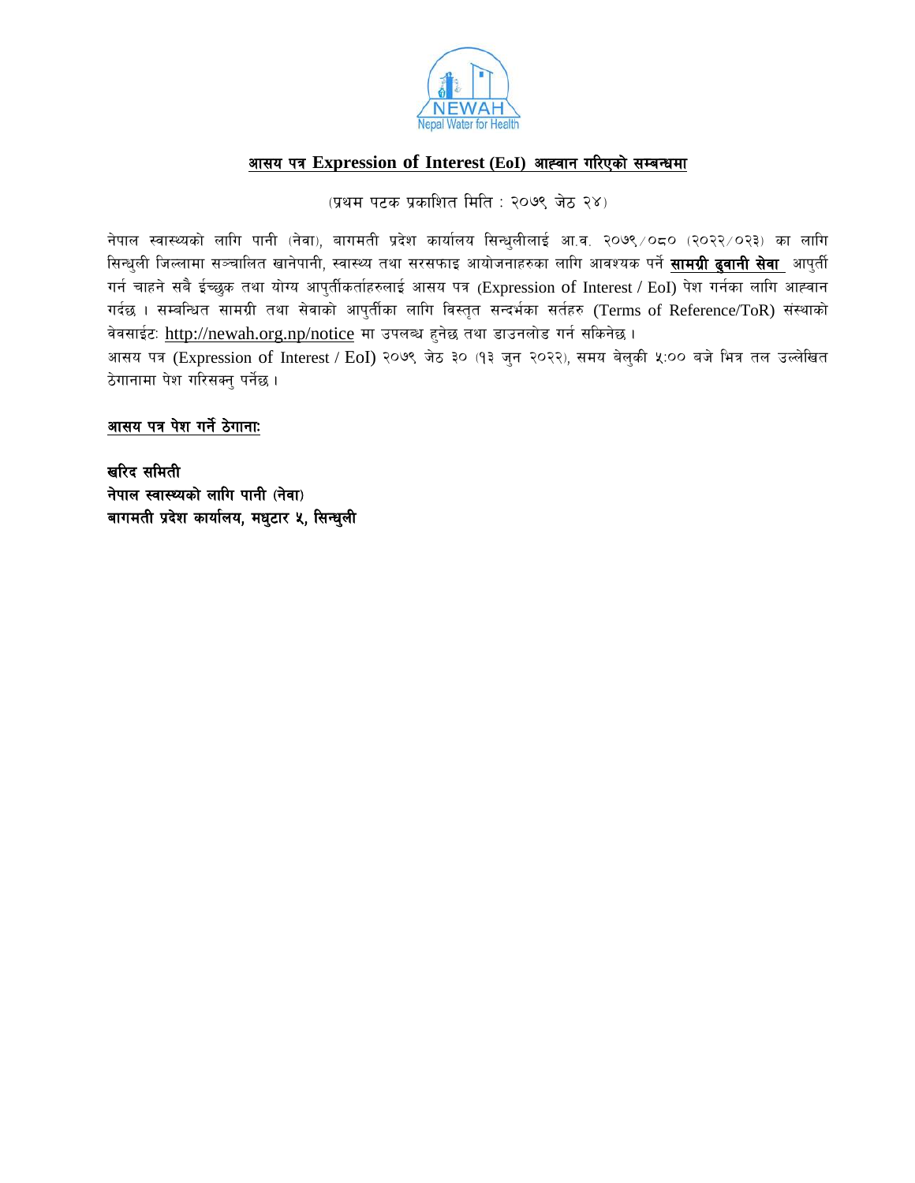## आसय पत्र Expression of Interest (EoI) आह्वान गरिएको सम्बन्धमा

(प्रथम पटक प्रकाशित मिति : २०७९ जेठ २४)

नेपाल स्वास्थ्यको लागि पानी (नेवा), बागमती प्रदेश कार्यालय सिन्धुलीलाई आ.व. २०७९/०८० (२०२२/०२३) का लागि सिन्धुली जिल्लामा सञ्चालित खानेपानी, स्वास्थ्य तथा सरसफाइ आयोजनाहरुका लागि आवश्यक पर्ने **सामग्री ढुवानी सेवा** आपुर्ती गर्न चाहने सबै ईच्छुक तथा योग्य आपुर्तीकर्ताहरुलाई आसय पत्र (Expression of Interest / EoI) पेश गर्नका लागि आह्वान गर्दछ । सम्बन्धित सामग्री तथा सेवाको आपुर्तीका लागि विस्तृत सन्दर्भका सर्तहरु (Terms of Reference/ToR) संस्थाको वेवसाईटः http://newah.org.np/notice मा उपलब्ध हुनेछ तथा डाउनलोड गर्न सकिनेछ ।
आसय पत्र (Expression of Interest / EoI) २०७९ जेठ ३० (१३ जुन २०२२), समय बेलुकी ५:०० बजे भित्र तल उल्लेखित ठेगानामा पेश गरिसक्नु पर्नेछ ।

**आसय पत्र पेश गर्ने ठेगाना:**

**खरिद समिती**
**नेपाल स्वास्थ्यको लागि पानी (नेवा)**
**बागमती प्रदेश कार्यालय, मधुटार ५, सिन्धुली**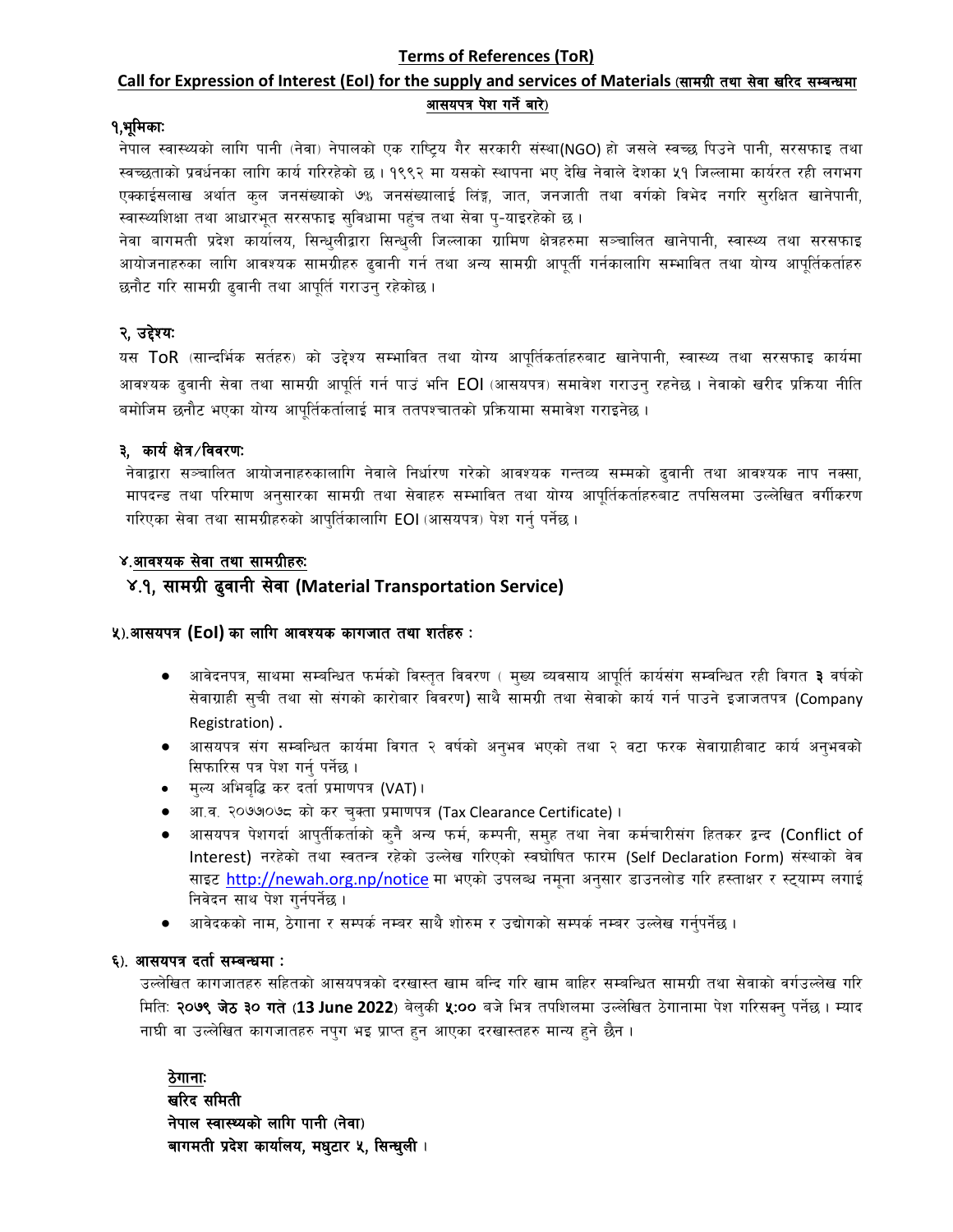# Terms of References (ToR)

## Call for Expression of Interest (EoI) for the supply and services of Materials (सामग्री तथा सेवा खरिद सम्बन्धमा आसयपत्र पेश गर्ने बारे)

### १,भूमिकाः

नेपाल स्वास्थ्यको लागि पानी (नेवा) नेपालको एक राष्ट्रिय गैर सरकारी संस्था(NGO) हो जसले स्वच्छ पिउने पानी, सरसफाइ तथा स्वच्छताको प्रवर्धनका लागि कार्य गरिरहेको छ। १९९२ मा यसको स्थापना भए देखि नेवाले देशका ५१ जिल्लामा कार्यरत रही लगभग एक्काईसलाख अर्थात कुल जनसंख्याको ७% जनसंख्यालाई लिंङ्ग, जात, जनजाती तथा वर्गको विभेद नगरि सुरक्षित खानेपानी, स्वास्थ्यशिक्षा तथा आधारभूत सरसफाइ सुविधामा पहुंच तथा सेवा पु-याइरहेको छ।

नेवा बागमती प्रदेश कार्यालय, सिन्धुलीद्वारा सिन्धुली जिल्लाका ग्रामिण क्षेत्रहरुमा सञ्चालित खानेपानी, स्वास्थ्य तथा सरसफाइ आयोजनाहरुका लागि आवश्यक सामग्रीहरु ढुवानी गर्न तथा अन्य सामग्री आपूर्ती गर्नकालागि सम्भावित तथा योग्य आपूर्तिकर्ताहरु छनौट गरि सामग्री ढुवानी तथा आपूर्ति गराउनु रहेकोछ।

### २, उद्देश्यः

यस ToR (सान्दर्भिक सर्तहरु) को उद्देश्य सम्भावित तथा योग्य आपूर्तिकर्ताहरुबाट खानेपानी, स्वास्थ्य तथा सरसफाइ कार्यमा आवश्यक ढुवानी सेवा तथा सामग्री आपूर्ति गर्न पाउं भनि EOI (आसयपत्र) समावेश गराउनु रहनेछ। नेवाको खरीद प्रक्रिया नीति बमोजिम छनौट भएका योग्य आपूर्तिकर्तालाई मात्र ततपश्चातको प्रक्रियामा समावेश गराइनेछ।

### ३, कार्य क्षेत्र/विवरणः

नेवाद्वारा सञ्चालित आयोजनाहरुकालागि नेवाले निर्धारण गरेको आवश्यक गन्तव्य सम्मको ढुवानी तथा आवश्यक नाप नक्सा, मापदन्ड तथा परिमाण अनुसारका सामग्री तथा सेवाहरु सम्भावित तथा योग्य आपूर्तिकर्ताहरुबाट तपसिलमा उल्लेखित वर्गीकरण गरिएका सेवा तथा सामग्रीहरुको आपुर्तिकालागि EOI (आसयपत्र) पेश गर्नु पर्नेछ।

### ४.आवश्यक सेवा तथा सामग्रीहरुः

#### ४.१, सामग्री ढुवानी सेवा (Material Transportation Service)

### ५).आसयपत्र (EoI) का लागि आवश्यक कागजात तथा शर्तहरु :

- आवेदनपत्र, साथमा सम्बन्धित फर्मको विस्तृत विवरण ( मुख्य व्यवसाय आपूर्ति कार्यसंग सम्वन्धित रही विगत **३** वर्षको सेवाग्राही सुची तथा सो संगको कारोबार विवरण) साथै सामग्री तथा सेवाको कार्य गर्न पाउने इजाजतपत्र (Company Registration) .
- आसयपत्र संग सम्वन्धित कार्यमा विगत २ वर्षको अनुभव भएको तथा २ वटा फरक सेवाग्राहीबाट कार्य अनुभवको सिफारिस पत्र पेश गर्नु पर्नेछ।
- मुल्य अभिबृद्धि कर दर्ता प्रमाणपत्र (VAT)।
- आ.व. २०७७।०७८ को कर चुक्ता प्रमाणपत्र (Tax Clearance Certificate)।
- आसयपत्र पेशगर्दा आपुर्तीकर्ताको कुनै अन्य फर्म, कम्पनी, समुह तथा नेवा कर्मचारीसंग हितकर द्वन्द (Conflict of Interest) नरहेको तथा स्वतन्त्र रहेको उल्लेख गरिएको स्वघोषित फारम (Self Declaration Form) संस्थाको वेव साइट http://newah.org.np/notice मा भएको उपलब्ध नमूना अनुसार डाउनलोड गरि हस्ताक्षर र स्ट्याम्प लगाई निवेदन साथ पेश गुर्नपर्नेछ।
- आवेदकको नाम, ठेगाना र सम्पर्क नम्बर साथै शोरुम र उद्योगको सम्पर्क नम्बर उल्लेख गर्नुपर्नेछ।

### ६). आसयपत्र दर्ता सम्बन्धमा :

उल्लेखित कागजातहरु सहितको आसयपत्रको दरखास्त खाम बन्दि गरि खाम बाहिर सम्बन्धित सामग्री तथा सेवाको वर्गउल्लेख गरि मितिः **२०७९ जेठ ३० गते** (**13 June 2022**) बेलुकी **५:००** बजे भित्र तपशिलमा उल्लेखित ठेगानामा पेश गरिसक्नु पर्नेछ। म्याद नाघी वा उल्लेखित कागजातहरु नपुग भइ प्राप्त हुन आएका दरखास्तहरु मान्य हुने छैन।

**ठेगानाः**
**खरिद समिती**
**नेपाल स्वास्थ्यको लागि पानी (नेवा)**
**बागमती प्रदेश कार्यालय, मधुटार ५, सिन्धुली।**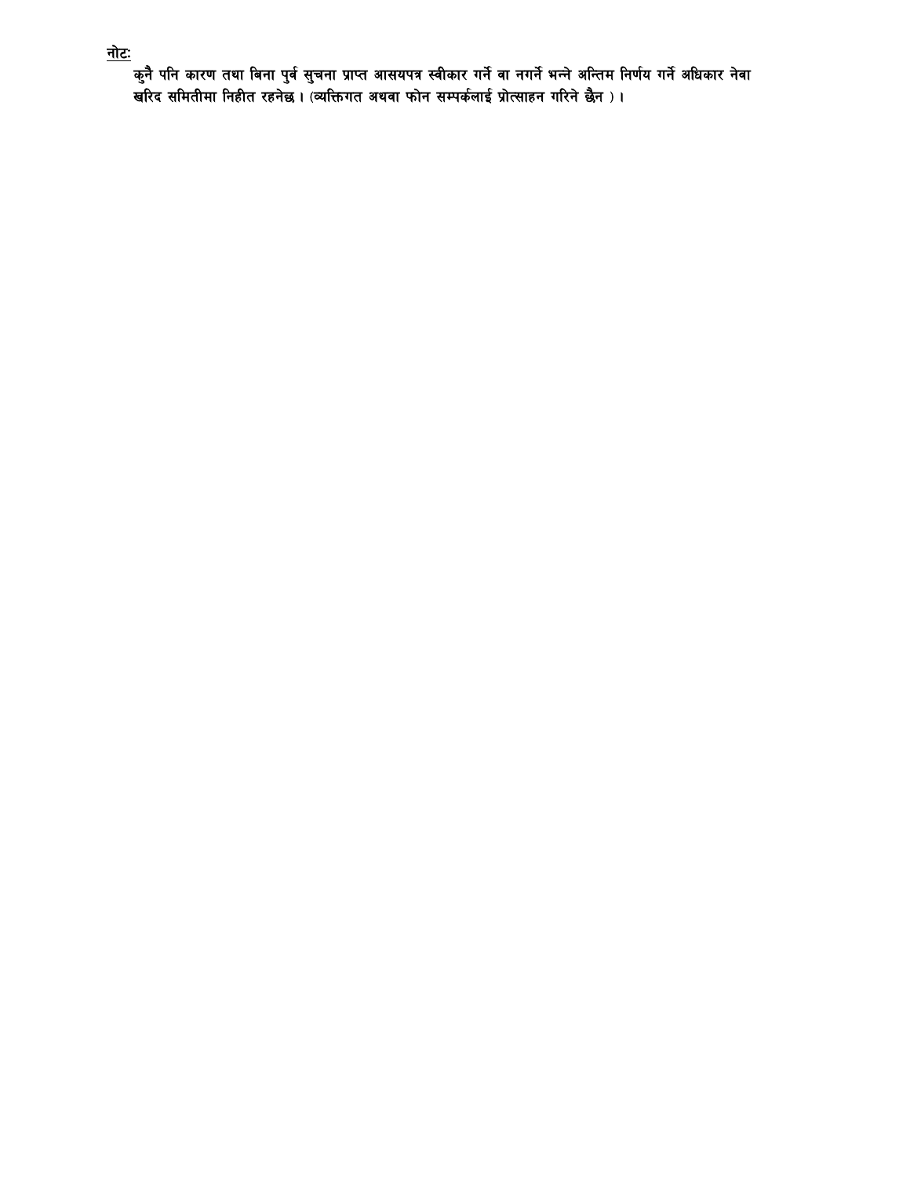<u>नोटः</u>

कुनै पनि कारण तथा बिना पुर्व सुचना प्राप्त आसयपत्र स्वीकार गर्ने वा नगर्ने भन्ने अन्तिम निर्णय गर्ने अधिकार नेवा खरिद समितीमा निहीत रहनेछ । (व्यक्तिगत अथवा फोन सम्पर्कलाई प्रोत्साहन गरिने छैन ) ।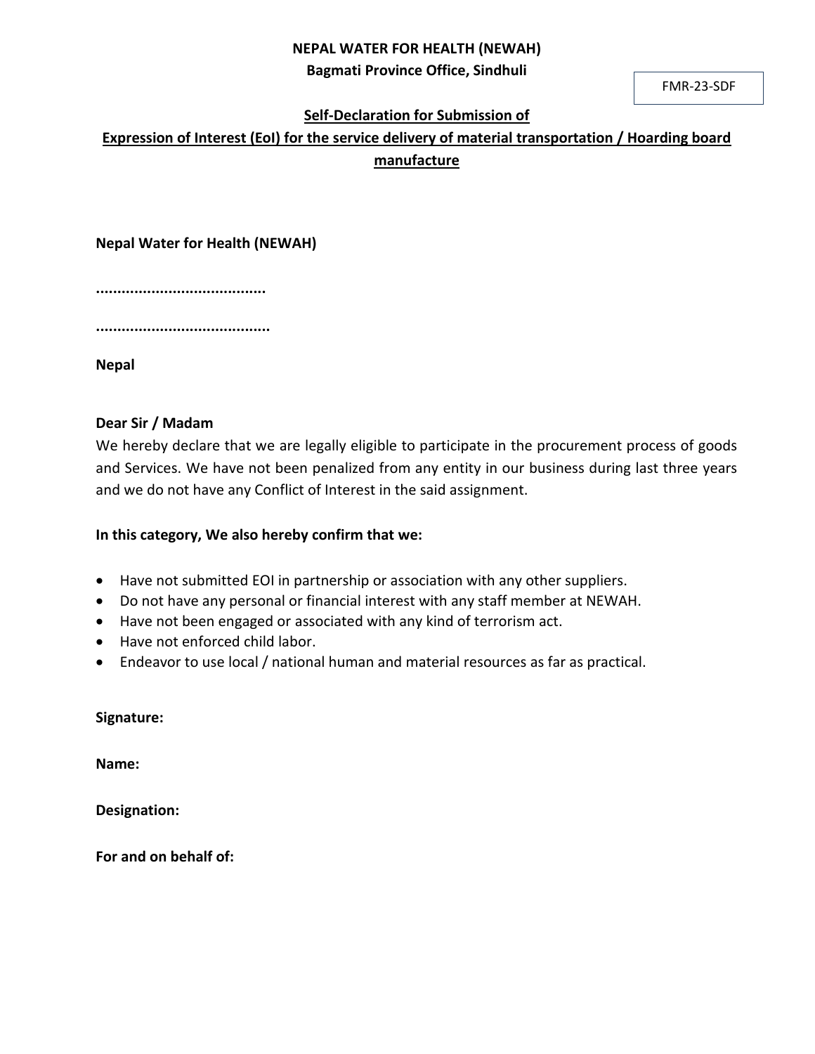**NEPAL WATER FOR HEALTH (NEWAH)**
**Bagmati Province Office, Sindhuli**

FMR-23-SDF

**Self-Declaration for Submission of**
**Expression of Interest (EoI) for the service delivery of material transportation / Hoarding board manufacture**

**Nepal Water for Health (NEWAH)**

**.......................................**

**........................................**

**Nepal**

**Dear Sir / Madam**

We hereby declare that we are legally eligible to participate in the procurement process of goods and Services. We have not been penalized from any entity in our business during last three years and we do not have any Conflict of Interest in the said assignment.

**In this category, We also hereby confirm that we:**

- Have not submitted EOI in partnership or association with any other suppliers.
- Do not have any personal or financial interest with any staff member at NEWAH.
- Have not been engaged or associated with any kind of terrorism act.
- Have not enforced child labor.
- Endeavor to use local / national human and material resources as far as practical.

**Signature:**

**Name:**

**Designation:**

**For and on behalf of:**